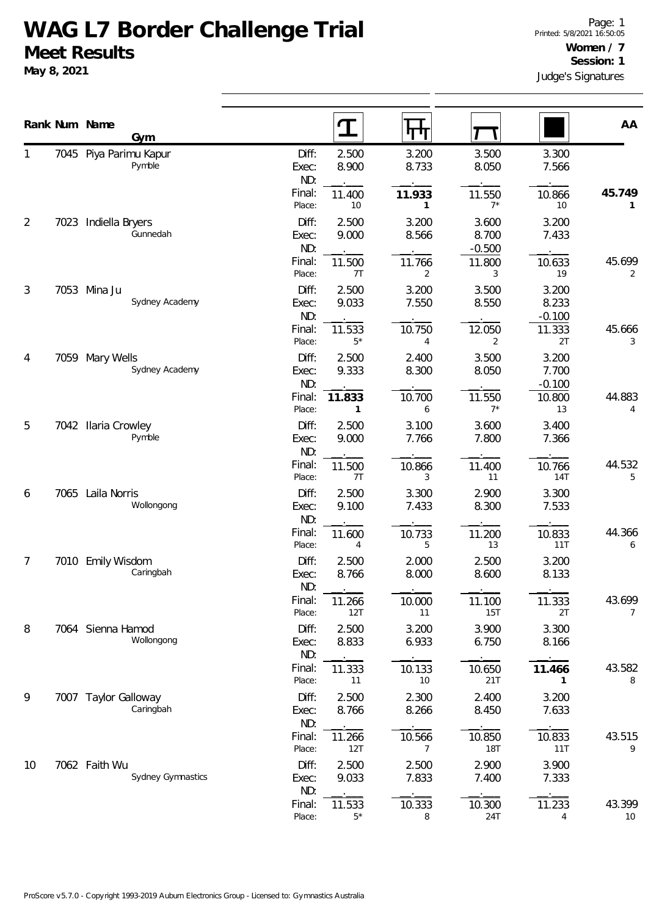# WAG L7 Border Challenge Trial

## Meet Results

**May 8, 2021**

Page: 1
Printed: 5/8/2021 16:50:05

**Women / 7**
**Session: 1**
Judge's Signatures

| Rank | Num | Name / Gym | | Vault | Bars | Beam | Floor | AA |
|---|---|---|---|---|---|---|---|---|
| 1 | 7045 | Piya Parimu Kapur | Diff: | 2.500 | 3.200 | 3.500 | 3.300 | |
| | | Pymble | Exec: | 8.900 | 8.733 | 8.050 | 7.566 | |
| | | | ND: | . | . | . | . | |
| | | | Final: | 11.400 | **11.933** | 11.550 | 10.866 | **45.749** |
| | | | Place: | 10 | **1** | 7* | 10 | **1** |
| 2 | 7023 | Indiella Bryers | Diff: | 2.500 | 3.200 | 3.600 | 3.200 | |
| | | Gunnedah | Exec: | 9.000 | 8.566 | 8.700 | 7.433 | |
| | | | ND: | . | . | -0.500 | . | |
| | | | Final: | 11.500 | 11.766 | 11.800 | 10.633 | 45.699 |
| | | | Place: | 7T | 2 | 3 | 19 | 2 |
| 3 | 7053 | Mina Ju | Diff: | 2.500 | 3.200 | 3.500 | 3.200 | |
| | | Sydney Academy | Exec: | 9.033 | 7.550 | 8.550 | 8.233 | |
| | | | ND: | . | . | . | -0.100 | |
| | | | Final: | 11.533 | 10.750 | 12.050 | 11.333 | 45.666 |
| | | | Place: | 5* | 4 | 2 | 2T | 3 |
| 4 | 7059 | Mary Wells | Diff: | 2.500 | 2.400 | 3.500 | 3.200 | |
| | | Sydney Academy | Exec: | 9.333 | 8.300 | 8.050 | 7.700 | |
| | | | ND: | . | . | . | -0.100 | |
| | | | Final: | **11.833** | 10.700 | 11.550 | 10.800 | 44.883 |
| | | | Place: | **1** | 6 | 7* | 13 | 4 |
| 5 | 7042 | Ilaria Crowley | Diff: | 2.500 | 3.100 | 3.600 | 3.400 | |
| | | Pymble | Exec: | 9.000 | 7.766 | 7.800 | 7.366 | |
| | | | ND: | . | . | . | . | |
| | | | Final: | 11.500 | 10.866 | 11.400 | 10.766 | 44.532 |
| | | | Place: | 7T | 3 | 11 | 14T | 5 |
| 6 | 7065 | Laila Norris | Diff: | 2.500 | 3.300 | 2.900 | 3.300 | |
| | | Wollongong | Exec: | 9.100 | 7.433 | 8.300 | 7.533 | |
| | | | ND: | . | . | . | . | |
| | | | Final: | 11.600 | 10.733 | 11.200 | 10.833 | 44.366 |
| | | | Place: | 4 | 5 | 13 | 11T | 6 |
| 7 | 7010 | Emily Wisdom | Diff: | 2.500 | 2.000 | 2.500 | 3.200 | |
| | | Caringbah | Exec: | 8.766 | 8.000 | 8.600 | 8.133 | |
| | | | ND: | . | . | . | . | |
| | | | Final: | 11.266 | 10.000 | 11.100 | 11.333 | 43.699 |
| | | | Place: | 12T | 11 | 15T | 2T | 7 |
| 8 | 7064 | Sienna Hamod | Diff: | 2.500 | 3.200 | 3.900 | 3.300 | |
| | | Wollongong | Exec: | 8.833 | 6.933 | 6.750 | 8.166 | |
| | | | ND: | . | . | . | . | |
| | | | Final: | 11.333 | 10.133 | 10.650 | **11.466** | 43.582 |
| | | | Place: | 11 | 10 | 21T | **1** | 8 |
| 9 | 7007 | Taylor Galloway | Diff: | 2.500 | 2.300 | 2.400 | 3.200 | |
| | | Caringbah | Exec: | 8.766 | 8.266 | 8.450 | 7.633 | |
| | | | ND: | . | . | . | . | |
| | | | Final: | 11.266 | 10.566 | 10.850 | 10.833 | 43.515 |
| | | | Place: | 12T | 7 | 18T | 11T | 9 |
| 10 | 7062 | Faith Wu | Diff: | 2.500 | 2.500 | 2.900 | 3.900 | |
| | | Sydney Gymnastics | Exec: | 9.033 | 7.833 | 7.400 | 7.333 | |
| | | | ND: | . | . | . | . | |
| | | | Final: | 11.533 | 10.333 | 10.300 | 11.233 | 43.399 |
| | | | Place: | 5* | 8 | 24T | 4 | 10 |

ProScore v5.7.0 - Copyright 1993-2019 Auburn Electronics Group - Licensed to: Gymnastics Australia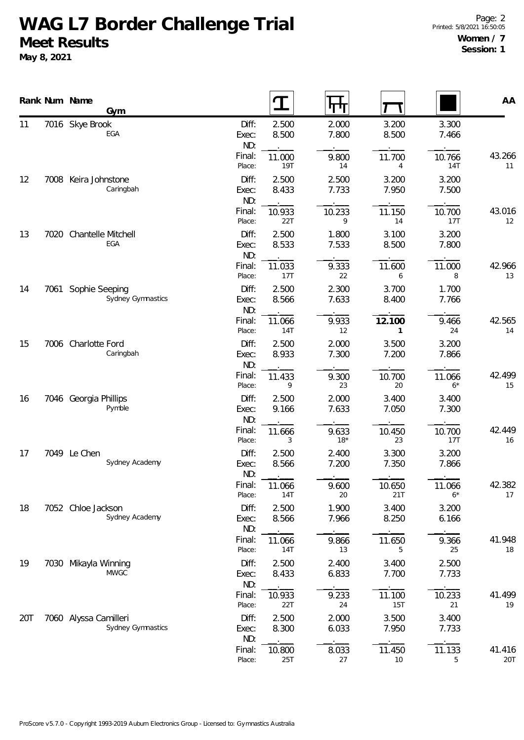# WAG L7 Border Challenge Trial

## Meet Results

**May 8, 2021**

**Women / 7**
**Session: 1**

| Rank | Num | Name / Gym | | Vault | Bars | Beam | Floor | AA |
|---|---|---|---|---|---|---|---|---|
| 11 | 7016 | Skye Brook | Diff: | 2.500 | 2.000 | 3.200 | 3.300 | |
| | | EGA | Exec: | 8.500 | 7.800 | 8.500 | 7.466 | |
| | | | ND: | . | . | . | . | |
| | | | Final: | 11.000 | 9.800 | 11.700 | 10.766 | 43.266 |
| | | | Place: | 19T | 14 | 4 | 14T | 11 |
| 12 | 7008 | Keira Johnstone | Diff: | 2.500 | 2.500 | 3.200 | 3.200 | |
| | | Caringbah | Exec: | 8.433 | 7.733 | 7.950 | 7.500 | |
| | | | ND: | . | . | . | . | |
| | | | Final: | 10.933 | 10.233 | 11.150 | 10.700 | 43.016 |
| | | | Place: | 22T | 9 | 14 | 17T | 12 |
| 13 | 7020 | Chantelle Mitchell | Diff: | 2.500 | 1.800 | 3.100 | 3.200 | |
| | | EGA | Exec: | 8.533 | 7.533 | 8.500 | 7.800 | |
| | | | ND: | . | . | . | . | |
| | | | Final: | 11.033 | 9.333 | 11.600 | 11.000 | 42.966 |
| | | | Place: | 17T | 22 | 6 | 8 | 13 |
| 14 | 7061 | Sophie Seeping | Diff: | 2.500 | 2.300 | 3.700 | 1.700 | |
| | | Sydney Gymnastics | Exec: | 8.566 | 7.633 | 8.400 | 7.766 | |
| | | | ND: | . | . | . | . | |
| | | | Final: | 11.066 | 9.933 | **12.100** | 9.466 | 42.565 |
| | | | Place: | 14T | 12 | **1** | 24 | 14 |
| 15 | 7006 | Charlotte Ford | Diff: | 2.500 | 2.000 | 3.500 | 3.200 | |
| | | Caringbah | Exec: | 8.933 | 7.300 | 7.200 | 7.866 | |
| | | | ND: | . | . | . | . | |
| | | | Final: | 11.433 | 9.300 | 10.700 | 11.066 | 42.499 |
| | | | Place: | 9 | 23 | 20 | 6* | 15 |
| 16 | 7046 | Georgia Phillips | Diff: | 2.500 | 2.000 | 3.400 | 3.400 | |
| | | Pymble | Exec: | 9.166 | 7.633 | 7.050 | 7.300 | |
| | | | ND: | . | . | . | . | |
| | | | Final: | 11.666 | 9.633 | 10.450 | 10.700 | 42.449 |
| | | | Place: | 3 | 18* | 23 | 17T | 16 |
| 17 | 7049 | Le Chen | Diff: | 2.500 | 2.400 | 3.300 | 3.200 | |
| | | Sydney Academy | Exec: | 8.566 | 7.200 | 7.350 | 7.866 | |
| | | | ND: | . | . | . | . | |
| | | | Final: | 11.066 | 9.600 | 10.650 | 11.066 | 42.382 |
| | | | Place: | 14T | 20 | 21T | 6* | 17 |
| 18 | 7052 | Chloe Jackson | Diff: | 2.500 | 1.900 | 3.400 | 3.200 | |
| | | Sydney Academy | Exec: | 8.566 | 7.966 | 8.250 | 6.166 | |
| | | | ND: | . | . | . | . | |
| | | | Final: | 11.066 | 9.866 | 11.650 | 9.366 | 41.948 |
| | | | Place: | 14T | 13 | 5 | 25 | 18 |
| 19 | 7030 | Mikayla Winning | Diff: | 2.500 | 2.400 | 3.400 | 2.500 | |
| | | MWGC | Exec: | 8.433 | 6.833 | 7.700 | 7.733 | |
| | | | ND: | . | . | . | . | |
| | | | Final: | 10.933 | 9.233 | 11.100 | 10.233 | 41.499 |
| | | | Place: | 22T | 24 | 15T | 21 | 19 |
| 20T | 7060 | Alyssa Camilleri | Diff: | 2.500 | 2.000 | 3.500 | 3.400 | |
| | | Sydney Gymnastics | Exec: | 8.300 | 6.033 | 7.950 | 7.733 | |
| | | | ND: | . | . | . | . | |
| | | | Final: | 10.800 | 8.033 | 11.450 | 11.133 | 41.416 |
| | | | Place: | 25T | 27 | 10 | 5 | 20T |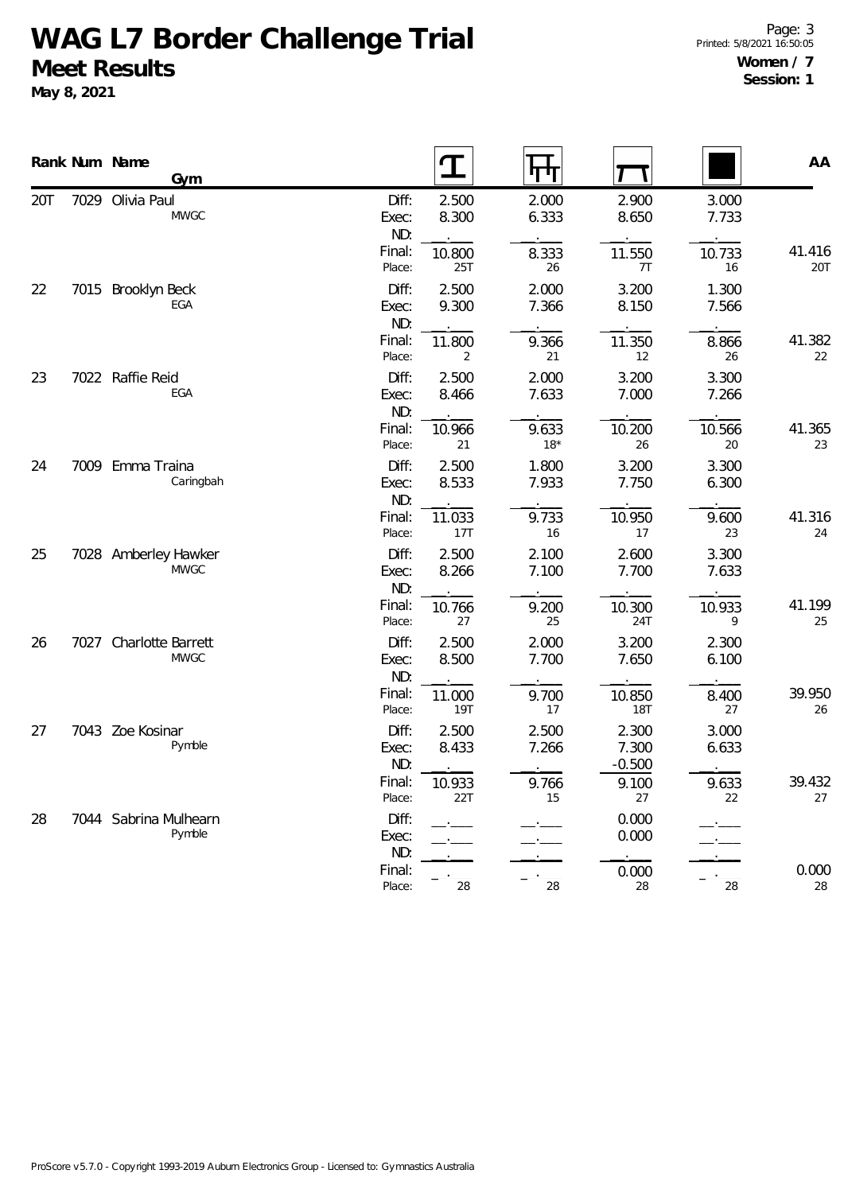# WAG L7 Border Challenge Trial

## Meet Results

**May 8, 2021**

**Women / 7**
**Session: 1**

| Rank | Num | Name / Gym | | Vault | Bars | Beam | Floor | AA |
|---|---|---|---|---|---|---|---|---|
| 20T | 7029 | Olivia Paul | Diff: | 2.500 | 2.000 | 2.900 | 3.000 | |
| | | MWGC | Exec: | 8.300 | 6.333 | 8.650 | 7.733 | |
| | | | ND: | . | . | . | . | |
| | | | Final: | 10.800 | 8.333 | 11.550 | 10.733 | 41.416 |
| | | | Place: | 25T | 26 | 7T | 16 | 20T |
| 22 | 7015 | Brooklyn Beck | Diff: | 2.500 | 2.000 | 3.200 | 1.300 | |
| | | EGA | Exec: | 9.300 | 7.366 | 8.150 | 7.566 | |
| | | | ND: | . | . | . | . | |
| | | | Final: | 11.800 | 9.366 | 11.350 | 8.866 | 41.382 |
| | | | Place: | 2 | 21 | 12 | 26 | 22 |
| 23 | 7022 | Raffie Reid | Diff: | 2.500 | 2.000 | 3.200 | 3.300 | |
| | | EGA | Exec: | 8.466 | 7.633 | 7.000 | 7.266 | |
| | | | ND: | . | . | . | . | |
| | | | Final: | 10.966 | 9.633 | 10.200 | 10.566 | 41.365 |
| | | | Place: | 21 | 18* | 26 | 20 | 23 |
| 24 | 7009 | Emma Traina | Diff: | 2.500 | 1.800 | 3.200 | 3.300 | |
| | | Caringbah | Exec: | 8.533 | 7.933 | 7.750 | 6.300 | |
| | | | ND: | . | . | . | . | |
| | | | Final: | 11.033 | 9.733 | 10.950 | 9.600 | 41.316 |
| | | | Place: | 17T | 16 | 17 | 23 | 24 |
| 25 | 7028 | Amberley Hawker | Diff: | 2.500 | 2.100 | 2.600 | 3.300 | |
| | | MWGC | Exec: | 8.266 | 7.100 | 7.700 | 7.633 | |
| | | | ND: | . | . | . | . | |
| | | | Final: | 10.766 | 9.200 | 10.300 | 10.933 | 41.199 |
| | | | Place: | 27 | 25 | 24T | 9 | 25 |
| 26 | 7027 | Charlotte Barrett | Diff: | 2.500 | 2.000 | 3.200 | 2.300 | |
| | | MWGC | Exec: | 8.500 | 7.700 | 7.650 | 6.100 | |
| | | | ND: | . | . | . | . | |
| | | | Final: | 11.000 | 9.700 | 10.850 | 8.400 | 39.950 |
| | | | Place: | 19T | 17 | 18T | 27 | 26 |
| 27 | 7043 | Zoe Kosinar | Diff: | 2.500 | 2.500 | 2.300 | 3.000 | |
| | | Pymble | Exec: | 8.433 | 7.266 | 7.300 | 6.633 | |
| | | | ND: | . | . | -0.500 | . | |
| | | | Final: | 10.933 | 9.766 | 9.100 | 9.633 | 39.432 |
| | | | Place: | 22T | 15 | 27 | 22 | 27 |
| 28 | 7044 | Sabrina Mulhearn | Diff: | . | . | 0.000 | . | |
| | | Pymble | Exec: | . | . | 0.000 | . | |
| | | | ND: | . | . | . | . | |
| | | | Final: | . | . | 0.000 | . | 0.000 |
| | | | Place: | 28 | 28 | 28 | 28 | 28 |

ProScore v5.7.0 - Copyright 1993-2019 Auburn Electronics Group - Licensed to: Gymnastics Australia